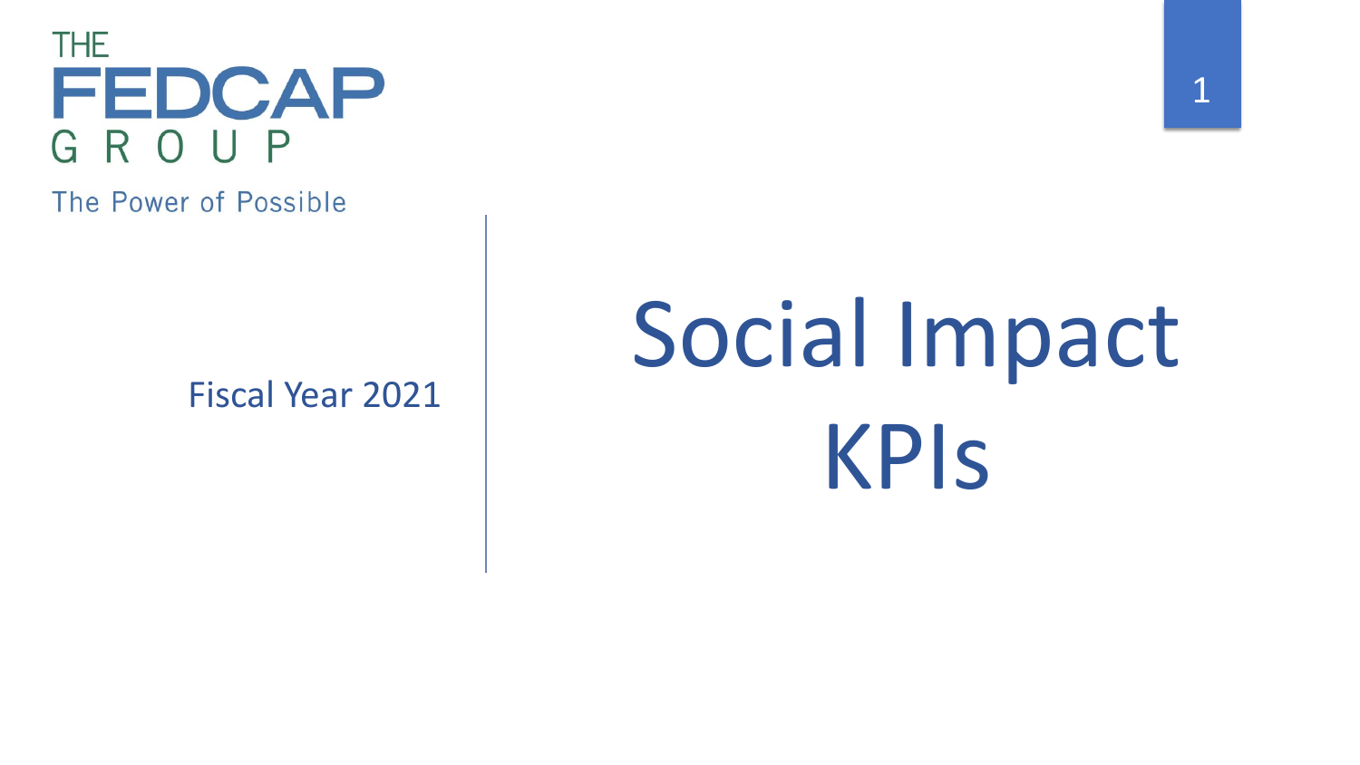THE FEDCAP GROUP

The Power of Possible

Fiscal Year 2021

# Social Impact KPIs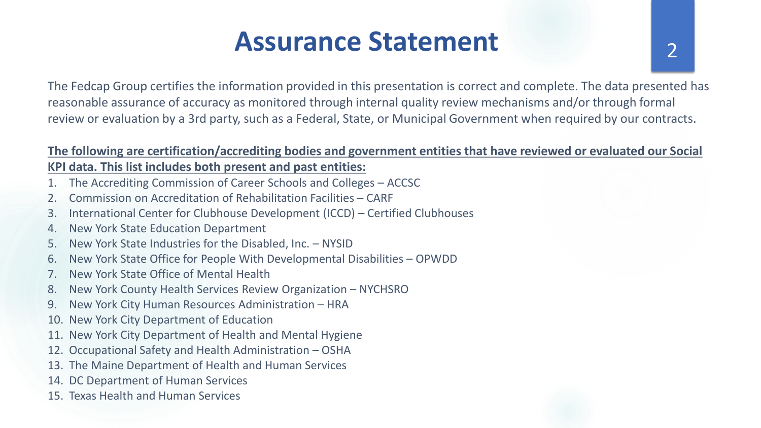# Assurance Statement

The Fedcap Group certifies the information provided in this presentation is correct and complete. The data presented has reasonable assurance of accuracy as monitored through internal quality review mechanisms and/or through formal review or evaluation by a 3rd party, such as a Federal, State, or Municipal Government when required by our contracts.

**The following are certification/accrediting bodies and government entities that have reviewed or evaluated our Social KPI data. This list includes both present and past entities:**

1. The Accrediting Commission of Career Schools and Colleges – ACCSC
2. Commission on Accreditation of Rehabilitation Facilities – CARF
3. International Center for Clubhouse Development (ICCD) – Certified Clubhouses
4. New York State Education Department
5. New York State Industries for the Disabled, Inc. – NYSID
6. New York State Office for People With Developmental Disabilities – OPWDD
7. New York State Office of Mental Health
8. New York County Health Services Review Organization – NYCHSRO
9. New York City Human Resources Administration – HRA
10. New York City Department of Education
11. New York City Department of Health and Mental Hygiene
12. Occupational Safety and Health Administration – OSHA
13. The Maine Department of Health and Human Services
14. DC Department of Human Services
15. Texas Health and Human Services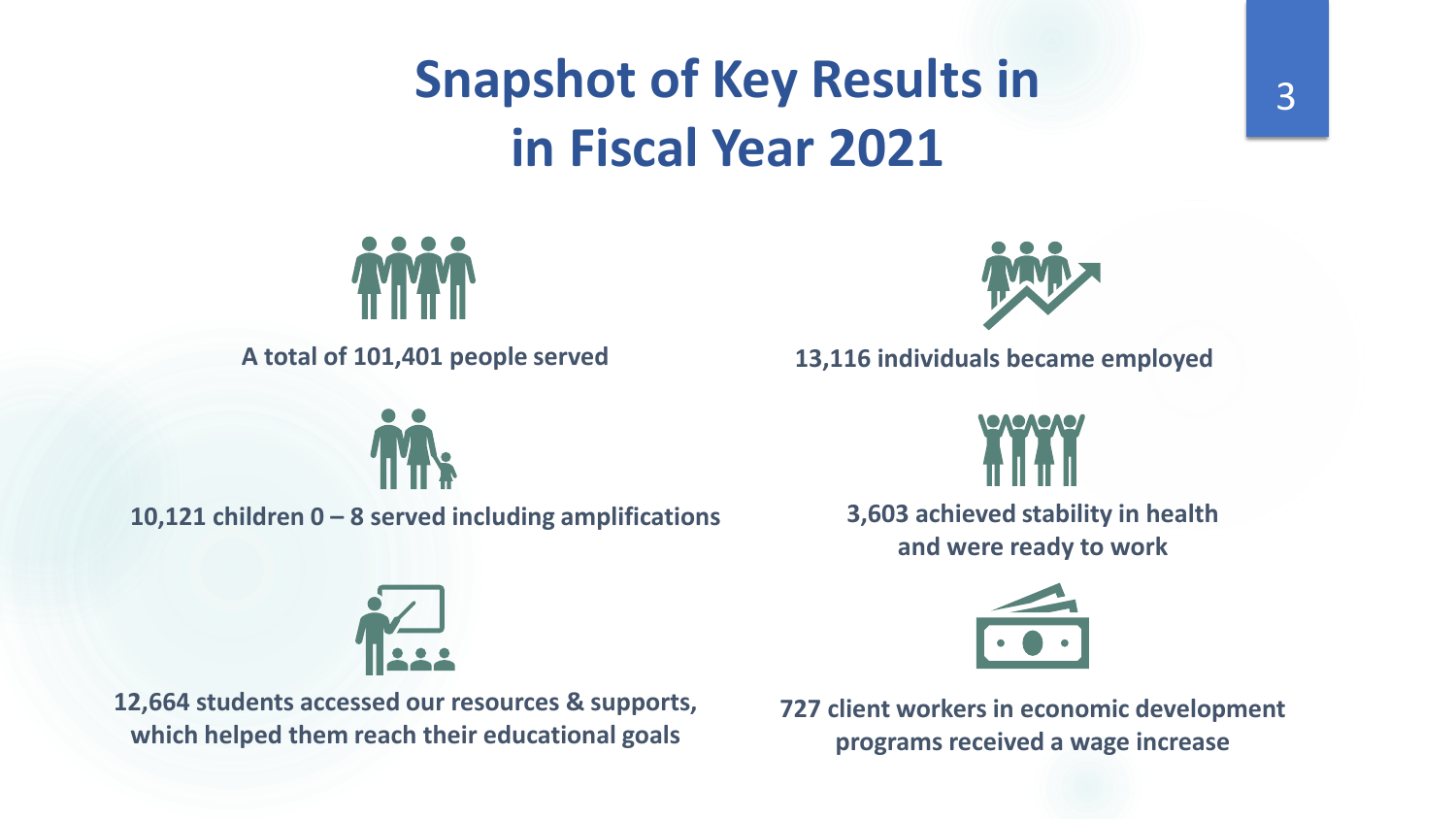# Snapshot of Key Results in in Fiscal Year 2021

A total of 101,401 people served

10,121 children 0 – 8 served including amplifications

12,664 students accessed our resources & supports, which helped them reach their educational goals

13,116 individuals became employed

3,603 achieved stability in health and were ready to work

727 client workers in economic development programs received a wage increase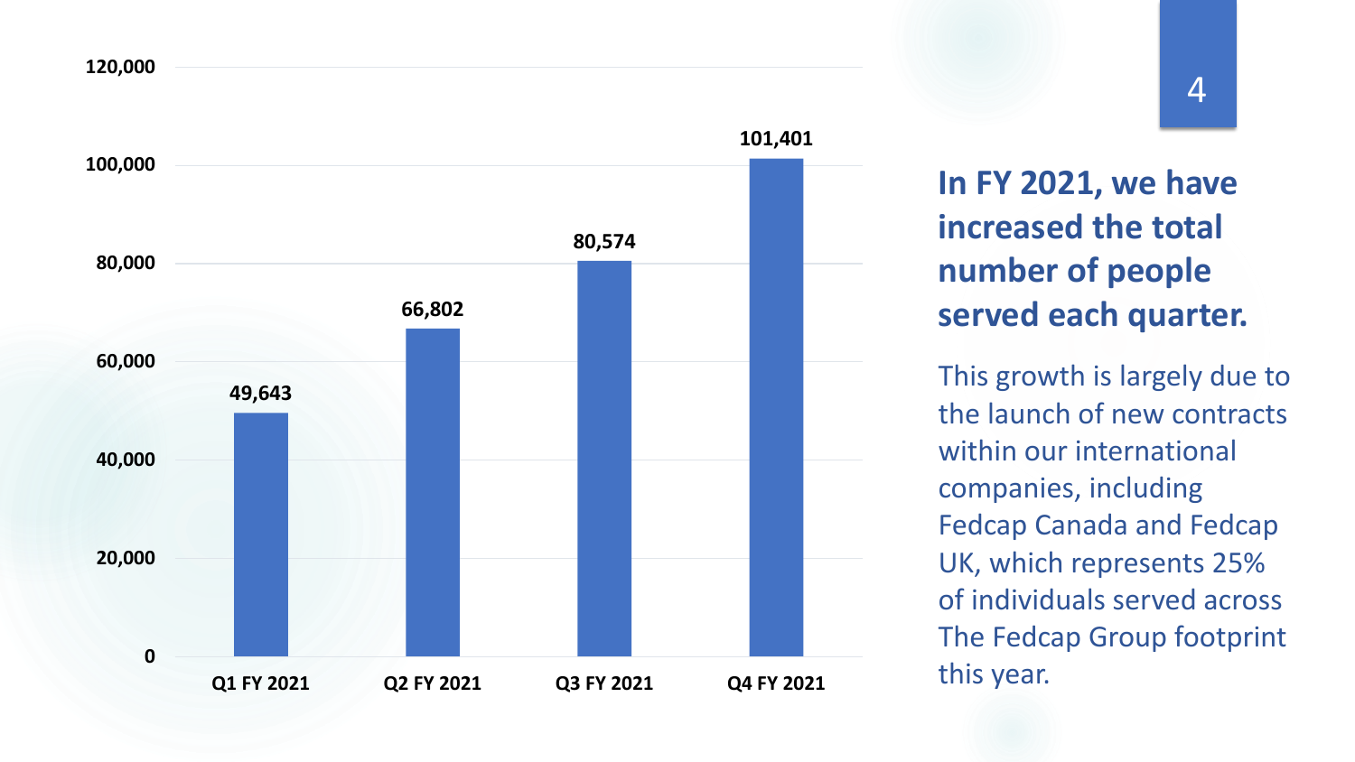| Quarter | People Served |
| --- | --- |
| Q1 FY 2021 | 49,643 |
| Q2 FY 2021 | 66,802 |
| Q3 FY 2021 | 80,574 |
| Q4 FY 2021 | 101,401 |

## In FY 2021, we have increased the total number of people served each quarter.

This growth is largely due to the launch of new contracts within our international companies, including Fedcap Canada and Fedcap UK, which represents 25% of individuals served across The Fedcap Group footprint this year.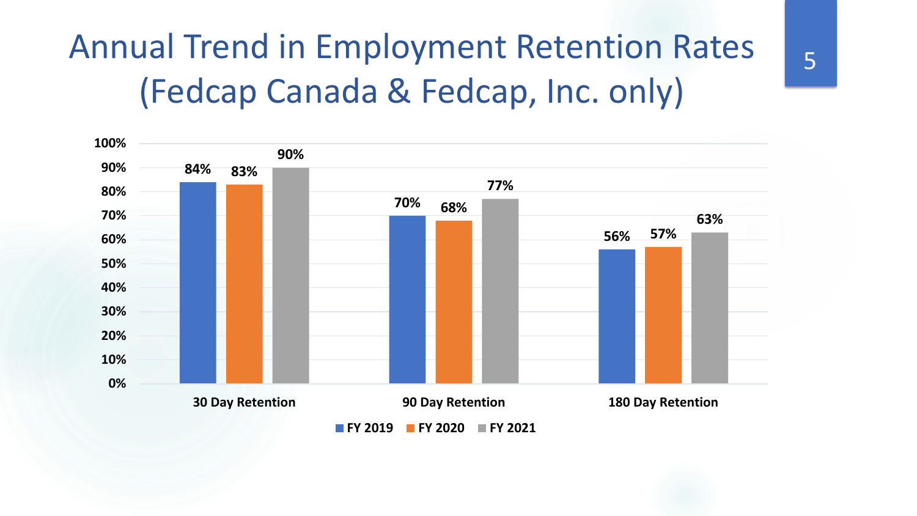# Annual Trend in Employment Retention Rates (Fedcap Canada & Fedcap, Inc. only)

| | FY 2019 | FY 2020 | FY 2021 |
|---|---|---|---|
| 30 Day Retention | 84% | 83% | 90% |
| 90 Day Retention | 70% | 68% | 77% |
| 180 Day Retention | 56% | 57% | 63% |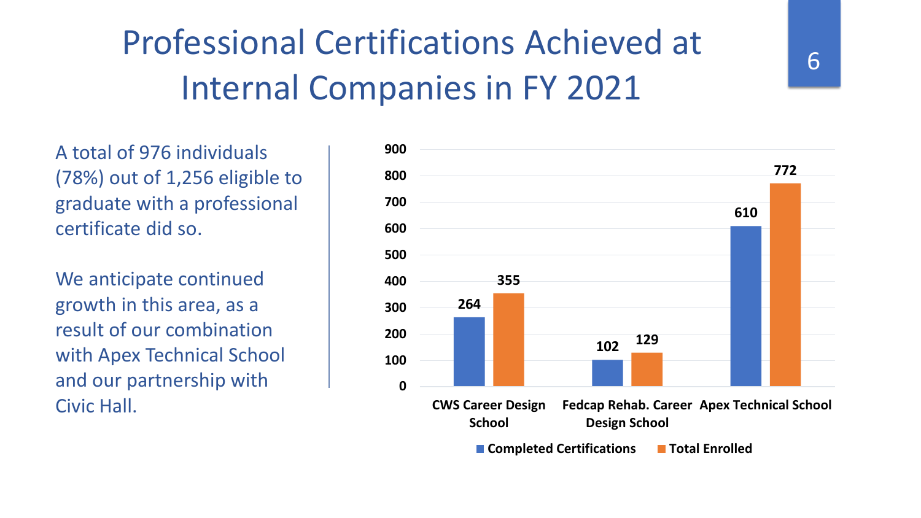# Professional Certifications Achieved at Internal Companies in FY 2021

A total of 976 individuals (78%) out of 1,256 eligible to graduate with a professional certificate did so.

We anticipate continued growth in this area, as a result of our combination with Apex Technical School and our partnership with Civic Hall.

| | Completed Certifications | Total Enrolled |
|---|---|---|
| CWS Career Design School | 264 | 355 |
| Fedcap Rehab. Career Design School | 102 | 129 |
| Apex Technical School | 610 | 772 |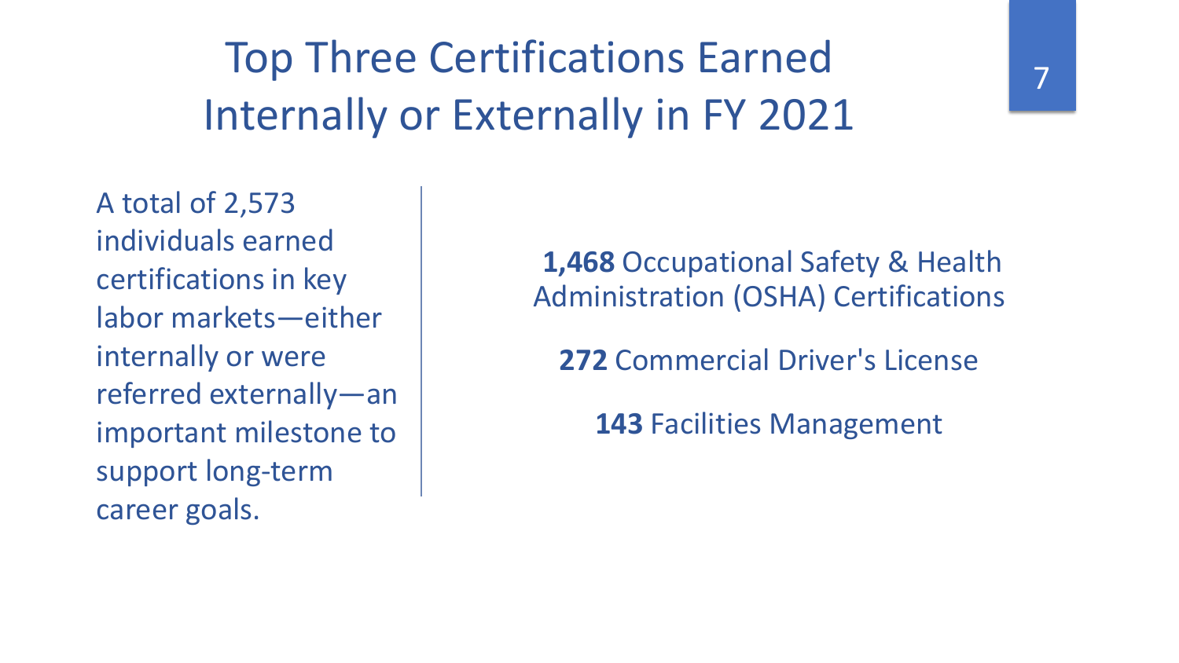# Top Three Certifications Earned Internally or Externally in FY 2021

A total of 2,573 individuals earned certifications in key labor markets—either internally or were referred externally—an important milestone to support long-term career goals.

**1,468** Occupational Safety & Health Administration (OSHA) Certifications

**272** Commercial Driver's License

**143** Facilities Management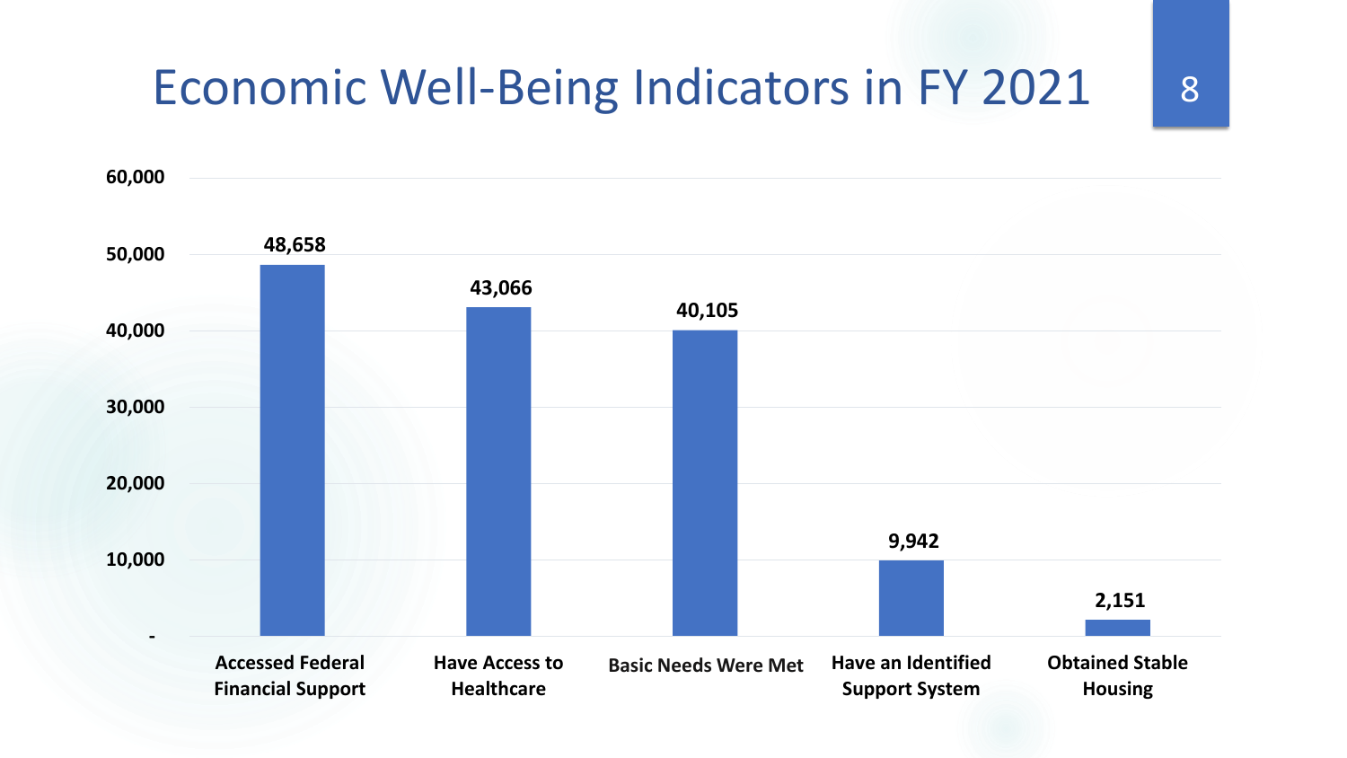# Economic Well-Being Indicators in FY 2021

60,000
50,000
40,000
30,000
20,000
10,000
-

48,658
43,066
40,105
9,942
2,151

Accessed Federal Financial Support
Have Access to Healthcare
Basic Needs Were Met
Have an Identified Support System
Obtained Stable Housing